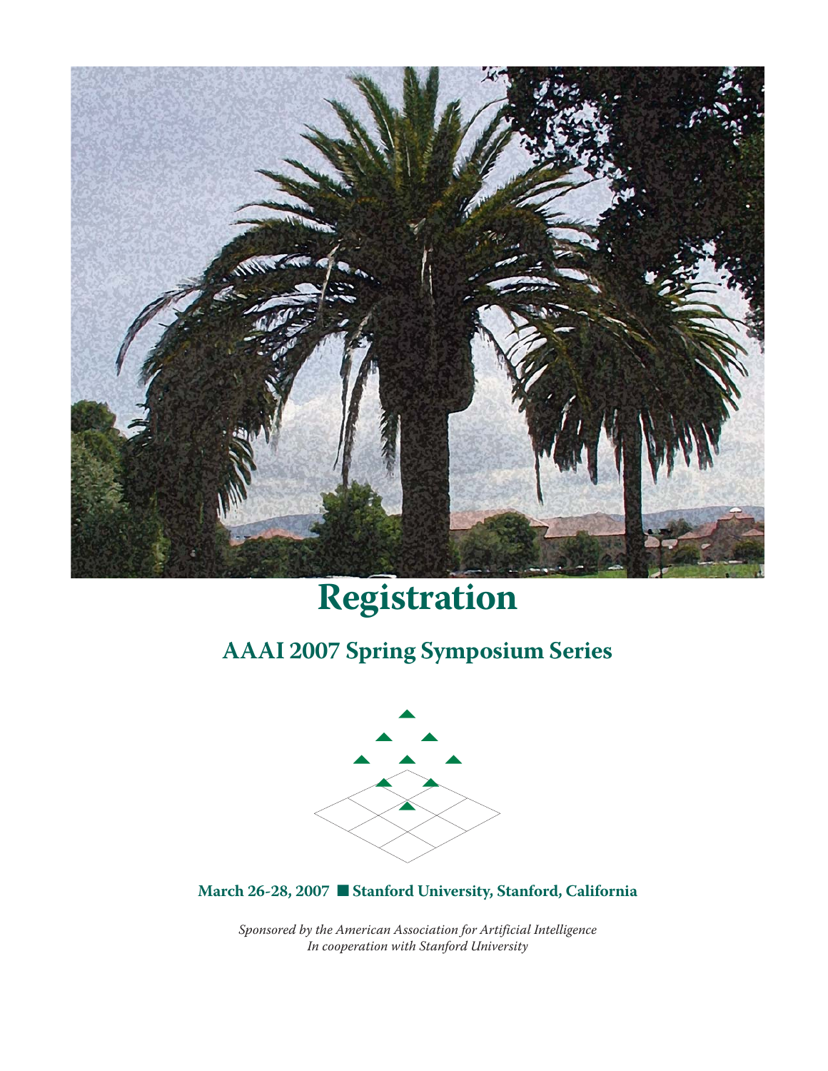# Registration

## AAAI 2007 Spring Symposium Series

**March 26-28, 2007 ■ Stanford University, Stanford, California**

*Sponsored by the American Association for Artificial Intelligence*
*In cooperation with Stanford University*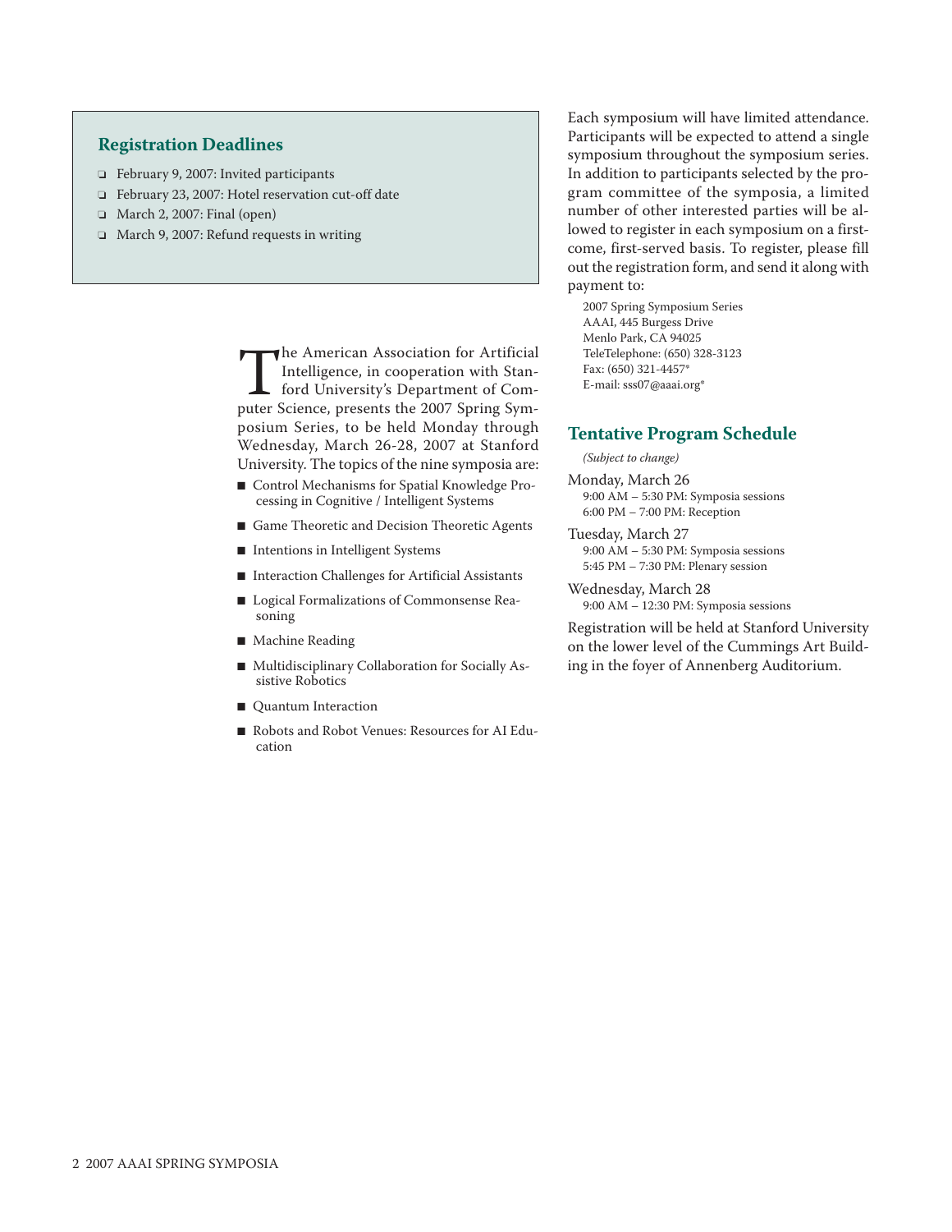## Registration Deadlines

- February 9, 2007: Invited participants
- February 23, 2007: Hotel reservation cut-off date
- March 2, 2007: Final (open)
- March 9, 2007: Refund requests in writing

The American Association for Artificial Intelligence, in cooperation with Stanford University's Department of Computer Science, presents the 2007 Spring Symposium Series, to be held Monday through Wednesday, March 26-28, 2007 at Stanford University. The topics of the nine symposia are:

- Control Mechanisms for Spatial Knowledge Processing in Cognitive / Intelligent Systems
- Game Theoretic and Decision Theoretic Agents
- Intentions in Intelligent Systems
- Interaction Challenges for Artificial Assistants
- Logical Formalizations of Commonsense Reasoning
- Machine Reading
- Multidisciplinary Collaboration for Socially Assistive Robotics
- Quantum Interaction
- Robots and Robot Venues: Resources for AI Education

Each symposium will have limited attendance. Participants will be expected to attend a single symposium throughout the symposium series. In addition to participants selected by the program committee of the symposia, a limited number of other interested parties will be allowed to register in each symposium on a first-come, first-served basis. To register, please fill out the registration form, and send it along with payment to:

2007 Spring Symposium Series
AAAI, 445 Burgess Drive
Menlo Park, CA 94025
TeleTelephone: (650) 328-3123
Fax: (650) 321-4457*
E-mail: sss07@aaai.org*

## Tentative Program Schedule

*(Subject to change)*

Monday, March 26
9:00 AM – 5:30 PM: Symposia sessions
6:00 PM – 7:00 PM: Reception

Tuesday, March 27
9:00 AM – 5:30 PM: Symposia sessions
5:45 PM – 7:30 PM: Plenary session

Wednesday, March 28
9:00 AM – 12:30 PM: Symposia sessions

Registration will be held at Stanford University on the lower level of the Cummings Art Building in the foyer of Annenberg Auditorium.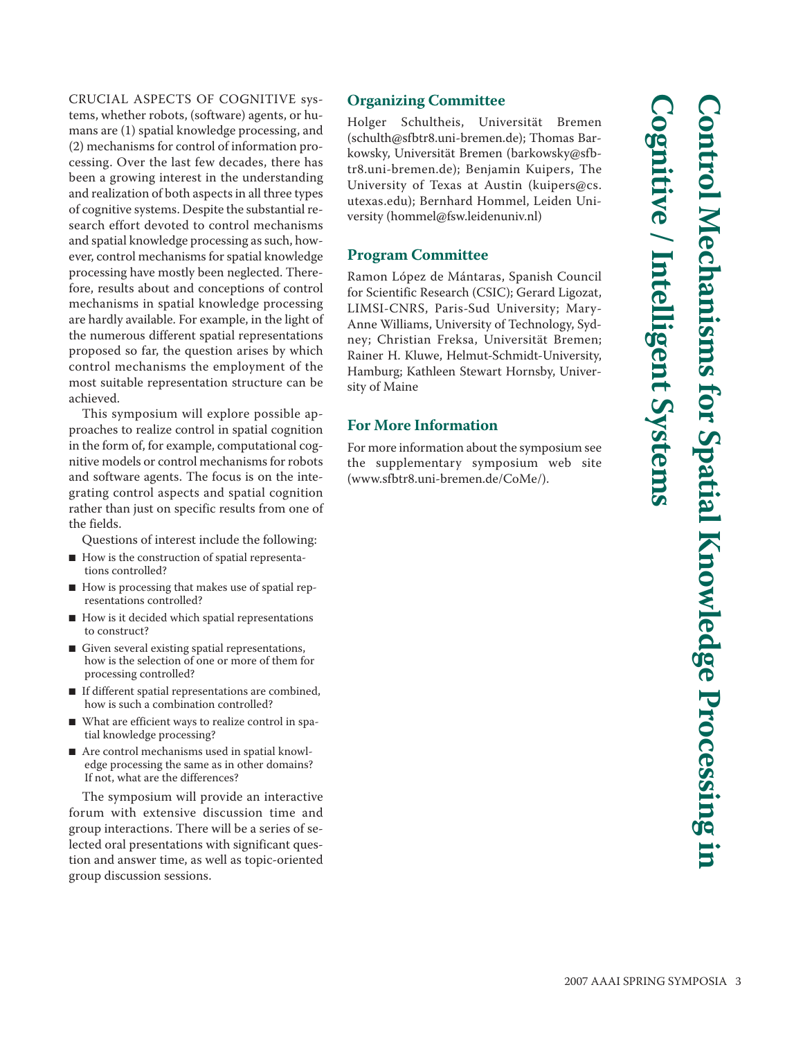# Control Mechanisms for Spatial Knowledge Processing in Cognitive / Intelligent Systems

CRUCIAL ASPECTS OF COGNITIVE systems, whether robots, (software) agents, or humans are (1) spatial knowledge processing, and (2) mechanisms for control of information processing. Over the last few decades, there has been a growing interest in the understanding and realization of both aspects in all three types of cognitive systems. Despite the substantial research effort devoted to control mechanisms and spatial knowledge processing as such, however, control mechanisms for spatial knowledge processing have mostly been neglected. Therefore, results about and conceptions of control mechanisms in spatial knowledge processing are hardly available. For example, in the light of the numerous different spatial representations proposed so far, the question arises by which control mechanisms the employment of the most suitable representation structure can be achieved.

This symposium will explore possible approaches to realize control in spatial cognition in the form of, for example, computational cognitive models or control mechanisms for robots and software agents. The focus is on the integrating control aspects and spatial cognition rather than just on specific results from one of the fields.

Questions of interest include the following:

- How is the construction of spatial representations controlled?
- How is processing that makes use of spatial representations controlled?
- How is it decided which spatial representations to construct?
- Given several existing spatial representations, how is the selection of one or more of them for processing controlled?
- If different spatial representations are combined, how is such a combination controlled?
- What are efficient ways to realize control in spatial knowledge processing?
- Are control mechanisms used in spatial knowledge processing the same as in other domains? If not, what are the differences?

The symposium will provide an interactive forum with extensive discussion time and group interactions. There will be a series of selected oral presentations with significant question and answer time, as well as topic-oriented group discussion sessions.

## Organizing Committee

Holger Schultheis, Universität Bremen (schulth@sfbtr8.uni-bremen.de); Thomas Barkowsky, Universität Bremen (barkowsky@sfbtr8.uni-bremen.de); Benjamin Kuipers, The University of Texas at Austin (kuipers@cs.utexas.edu); Bernhard Hommel, Leiden University (hommel@fsw.leidenuniv.nl)

## Program Committee

Ramon López de Mántaras, Spanish Council for Scientific Research (CSIC); Gerard Ligozat, LIMSI-CNRS, Paris-Sud University; Mary-Anne Williams, University of Technology, Sydney; Christian Freksa, Universität Bremen; Rainer H. Kluwe, Helmut-Schmidt-University, Hamburg; Kathleen Stewart Hornsby, University of Maine

## For More Information

For more information about the symposium see the supplementary symposium web site (www.sfbtr8.uni-bremen.de/CoMe/).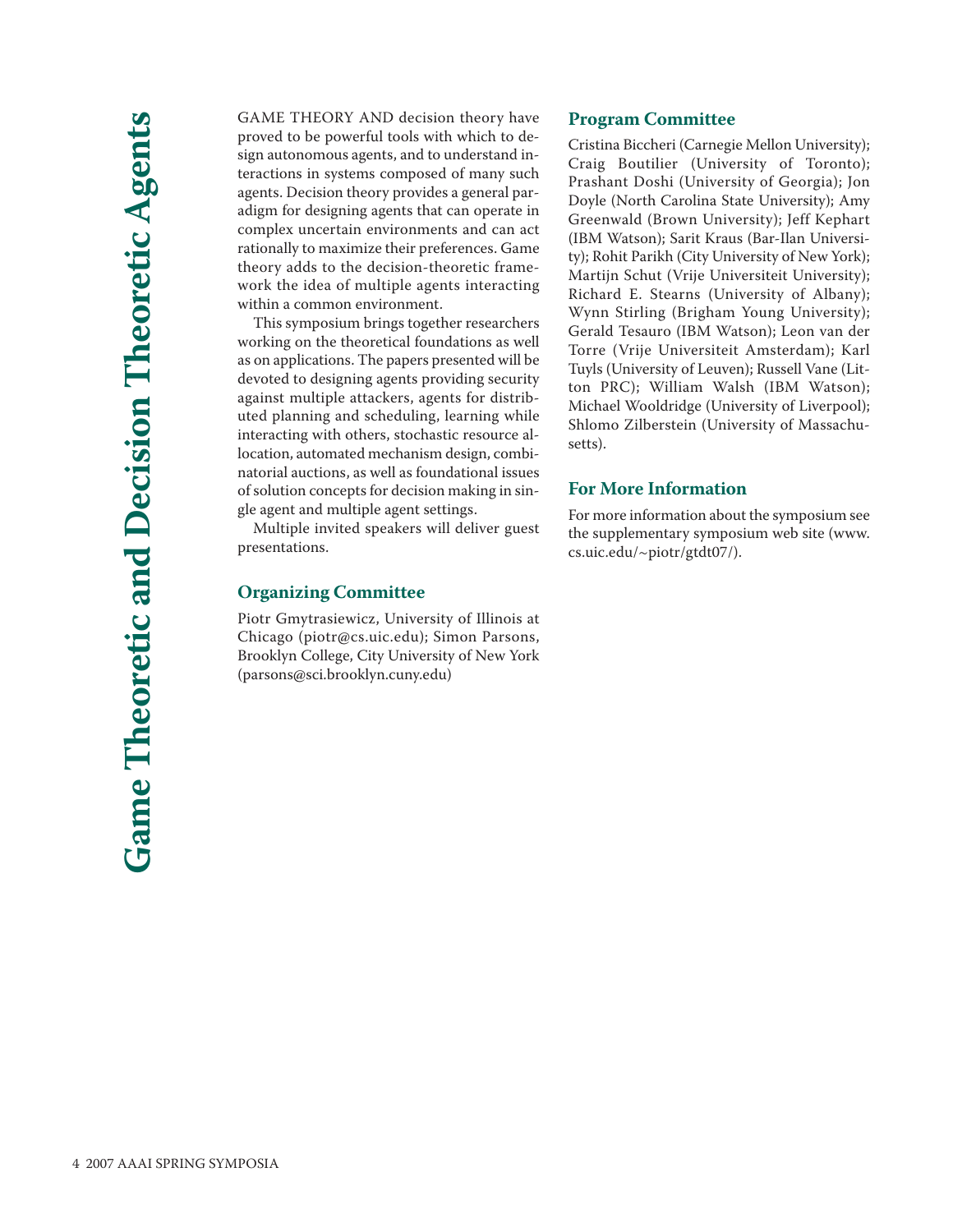# Game Theoretic and Decision Theoretic Agents

GAME THEORY AND decision theory have proved to be powerful tools with which to design autonomous agents, and to understand interactions in systems composed of many such agents. Decision theory provides a general paradigm for designing agents that can operate in complex uncertain environments and can act rationally to maximize their preferences. Game theory adds to the decision-theoretic framework the idea of multiple agents interacting within a common environment.

This symposium brings together researchers working on the theoretical foundations as well as on applications. The papers presented will be devoted to designing agents providing security against multiple attackers, agents for distributed planning and scheduling, learning while interacting with others, stochastic resource allocation, automated mechanism design, combinatorial auctions, as well as foundational issues of solution concepts for decision making in single agent and multiple agent settings.

Multiple invited speakers will deliver guest presentations.

## Organizing Committee

Piotr Gmytrasiewicz, University of Illinois at Chicago (piotr@cs.uic.edu); Simon Parsons, Brooklyn College, City University of New York (parsons@sci.brooklyn.cuny.edu)

## Program Committee

Cristina Bicchieri (Carnegie Mellon University); Craig Boutilier (University of Toronto); Prashant Doshi (University of Georgia); Jon Doyle (North Carolina State University); Amy Greenwald (Brown University); Jeff Kephart (IBM Watson); Sarit Kraus (Bar-Ilan University); Rohit Parikh (City University of New York); Martijn Schut (Vrije Universiteit University); Richard E. Stearns (University of Albany); Wynn Stirling (Brigham Young University); Gerald Tesauro (IBM Watson); Leon van der Torre (Vrije Universiteit Amsterdam); Karl Tuyls (University of Leuven); Russell Vane (Litton PRC); William Walsh (IBM Watson); Michael Wooldridge (University of Liverpool); Shlomo Zilberstein (University of Massachusetts).

## For More Information

For more information about the symposium see the supplementary symposium web site (www.cs.uic.edu/~piotr/gtdt07/).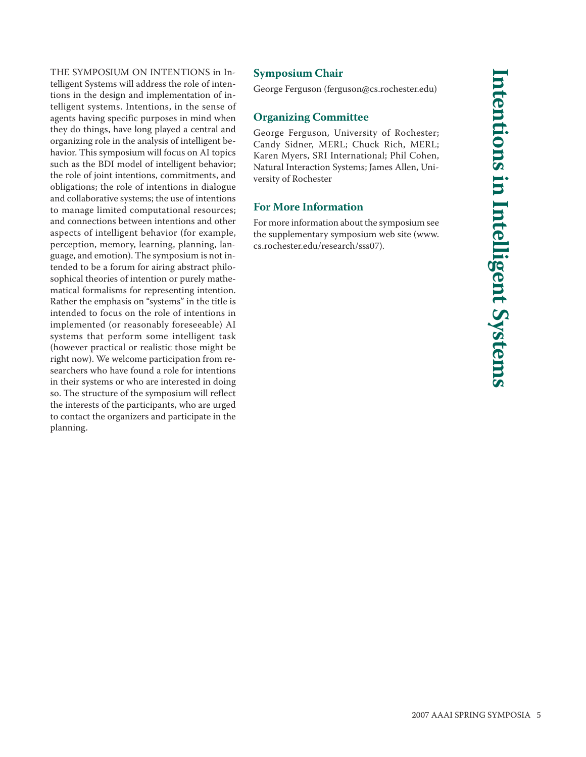# Intentions in Intelligent Systems

THE SYMPOSIUM ON INTENTIONS in Intelligent Systems will address the role of intentions in the design and implementation of intelligent systems. Intentions, in the sense of agents having specific purposes in mind when they do things, have long played a central and organizing role in the analysis of intelligent behavior. This symposium will focus on AI topics such as the BDI model of intelligent behavior; the role of joint intentions, commitments, and obligations; the role of intentions in dialogue and collaborative systems; the use of intentions to manage limited computational resources; and connections between intentions and other aspects of intelligent behavior (for example, perception, memory, learning, planning, language, and emotion). The symposium is not intended to be a forum for airing abstract philosophical theories of intention or purely mathematical formalisms for representing intention. Rather the emphasis on "systems" in the title is intended to focus on the role of intentions in implemented (or reasonably foreseeable) AI systems that perform some intelligent task (however practical or realistic those might be right now). We welcome participation from researchers who have found a role for intentions in their systems or who are interested in doing so. The structure of the symposium will reflect the interests of the participants, who are urged to contact the organizers and participate in the planning.

## Symposium Chair

George Ferguson (ferguson@cs.rochester.edu)

## Organizing Committee

George Ferguson, University of Rochester; Candy Sidner, MERL; Chuck Rich, MERL; Karen Myers, SRI International; Phil Cohen, Natural Interaction Systems; James Allen, University of Rochester

## For More Information

For more information about the symposium see the supplementary symposium web site (www.cs.rochester.edu/research/sss07).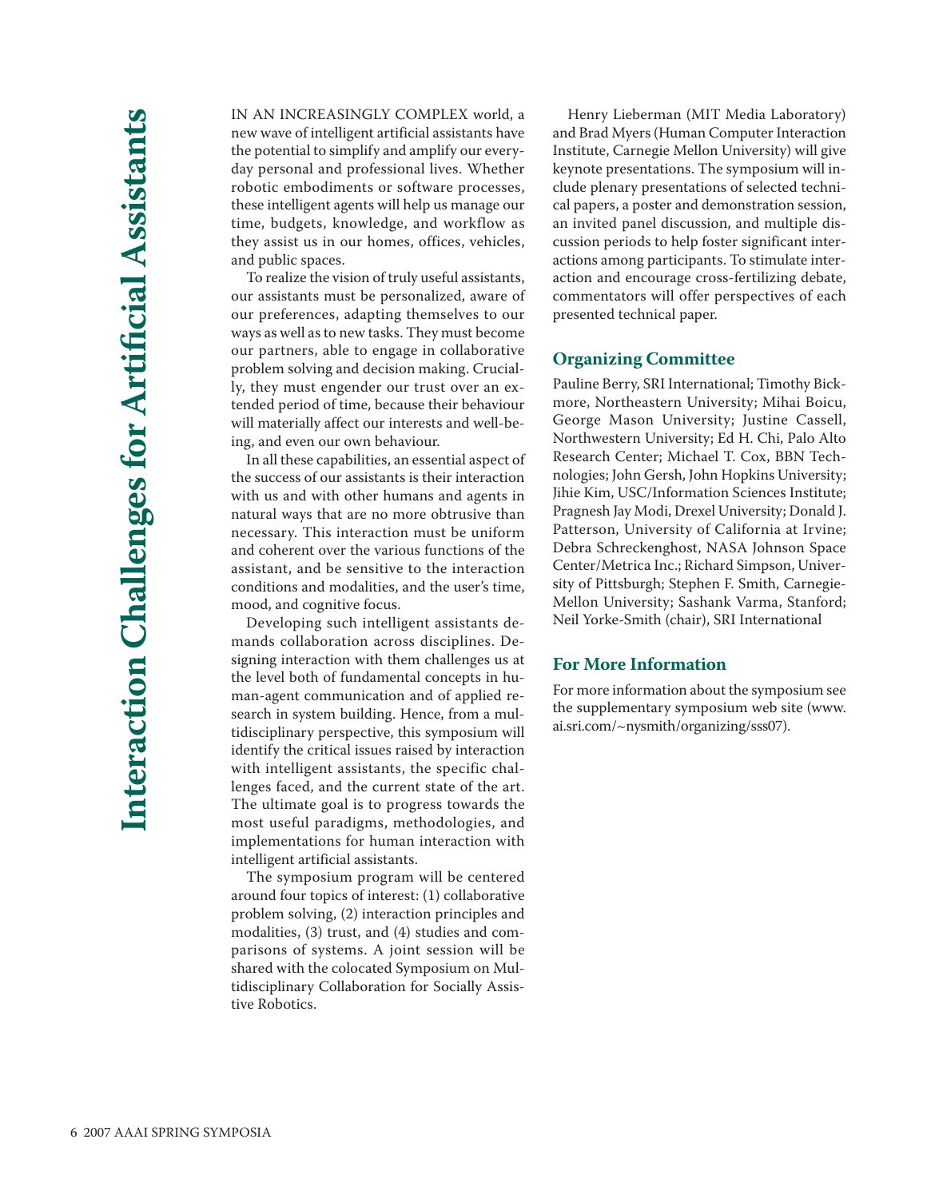# Interaction Challenges for Artificial Assistants

IN AN INCREASINGLY COMPLEX world, a new wave of intelligent artificial assistants have the potential to simplify and amplify our everyday personal and professional lives. Whether robotic embodiments or software processes, these intelligent agents will help us manage our time, budgets, knowledge, and workflow as they assist us in our homes, offices, vehicles, and public spaces.

To realize the vision of truly useful assistants, our assistants must be personalized, aware of our preferences, adapting themselves to our ways as well as to new tasks. They must become our partners, able to engage in collaborative problem solving and decision making. Crucially, they must engender our trust over an extended period of time, because their behaviour will materially affect our interests and well-being, and even our own behaviour.

In all these capabilities, an essential aspect of the success of our assistants is their interaction with us and with other humans and agents in natural ways that are no more obtrusive than necessary. This interaction must be uniform and coherent over the various functions of the assistant, and be sensitive to the interaction conditions and modalities, and the user's time, mood, and cognitive focus.

Developing such intelligent assistants demands collaboration across disciplines. Designing interaction with them challenges us at the level both of fundamental concepts in human-agent communication and of applied research in system building. Hence, from a multidisciplinary perspective, this symposium will identify the critical issues raised by interaction with intelligent assistants, the specific challenges faced, and the current state of the art. The ultimate goal is to progress towards the most useful paradigms, methodologies, and implementations for human interaction with intelligent artificial assistants.

The symposium program will be centered around four topics of interest: (1) collaborative problem solving, (2) interaction principles and modalities, (3) trust, and (4) studies and comparisons of systems. A joint session will be shared with the colocated Symposium on Multidisciplinary Collaboration for Socially Assistive Robotics.

Henry Lieberman (MIT Media Laboratory) and Brad Myers (Human Computer Interaction Institute, Carnegie Mellon University) will give keynote presentations. The symposium will include plenary presentations of selected technical papers, a poster and demonstration session, an invited panel discussion, and multiple discussion periods to help foster significant interactions among participants. To stimulate interaction and encourage cross-fertilizing debate, commentators will offer perspectives of each presented technical paper.

## Organizing Committee

Pauline Berry, SRI International; Timothy Bickmore, Northeastern University; Mihai Boicu, George Mason University; Justine Cassell, Northwestern University; Ed H. Chi, Palo Alto Research Center; Michael T. Cox, BBN Technologies; John Gersh, John Hopkins University; Jihie Kim, USC/Information Sciences Institute; Pragnesh Jay Modi, Drexel University; Donald J. Patterson, University of California at Irvine; Debra Schreckenghost, NASA Johnson Space Center/Metrica Inc.; Richard Simpson, University of Pittsburgh; Stephen F. Smith, Carnegie-Mellon University; Sashank Varma, Stanford; Neil Yorke-Smith (chair), SRI International

## For More Information

For more information about the symposium see the supplementary symposium web site (www.ai.sri.com/~nysmith/organizing/sss07).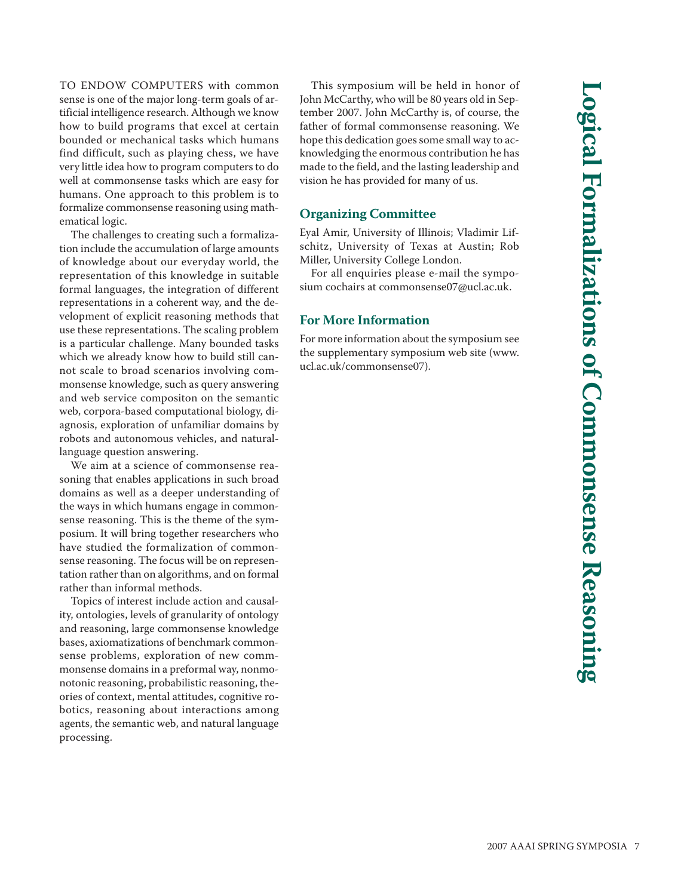# Logical Formalizations of Commonsense Reasoning

TO ENDOW COMPUTERS with common sense is one of the major long-term goals of artificial intelligence research. Although we know how to build programs that excel at certain bounded or mechanical tasks which humans find difficult, such as playing chess, we have very little idea how to program computers to do well at commonsense tasks which are easy for humans. One approach to this problem is to formalize commonsense reasoning using mathematical logic.

The challenges to creating such a formalization include the accumulation of large amounts of knowledge about our everyday world, the representation of this knowledge in suitable formal languages, the integration of different representations in a coherent way, and the development of explicit reasoning methods that use these representations. The scaling problem is a particular challenge. Many bounded tasks which we already know how to build still cannot scale to broad scenarios involving commonsense knowledge, such as query answering and web service compositon on the semantic web, corpora-based computational biology, diagnosis, exploration of unfamiliar domains by robots and autonomous vehicles, and natural-language question answering.

We aim at a science of commonsense reasoning that enables applications in such broad domains as well as a deeper understanding of the ways in which humans engage in commonsense reasoning. This is the theme of the symposium. It will bring together researchers who have studied the formalization of commonsense reasoning. The focus will be on representation rather than on algorithms, and on formal rather than informal methods.

Topics of interest include action and causality, ontologies, levels of granularity of ontology and reasoning, large commonsense knowledge bases, axiomatizations of benchmark commonsense problems, exploration of new commmonsense domains in a preformal way, nonmonotonic reasoning, probabilistic reasoning, theories of context, mental attitudes, cognitive robotics, reasoning about interactions among agents, the semantic web, and natural language processing.

This symposium will be held in honor of John McCarthy, who will be 80 years old in September 2007. John McCarthy is, of course, the father of formal commonsense reasoning. We hope this dedication goes some small way to acknowledging the enormous contribution he has made to the field, and the lasting leadership and vision he has provided for many of us.

## Organizing Committee

Eyal Amir, University of Illinois; Vladimir Lifschitz, University of Texas at Austin; Rob Miller, University College London.

For all enquiries please e-mail the symposium cochairs at commonsense07@ucl.ac.uk.

## For More Information

For more information about the symposium see the supplementary symposium web site (www.ucl.ac.uk/commonsense07).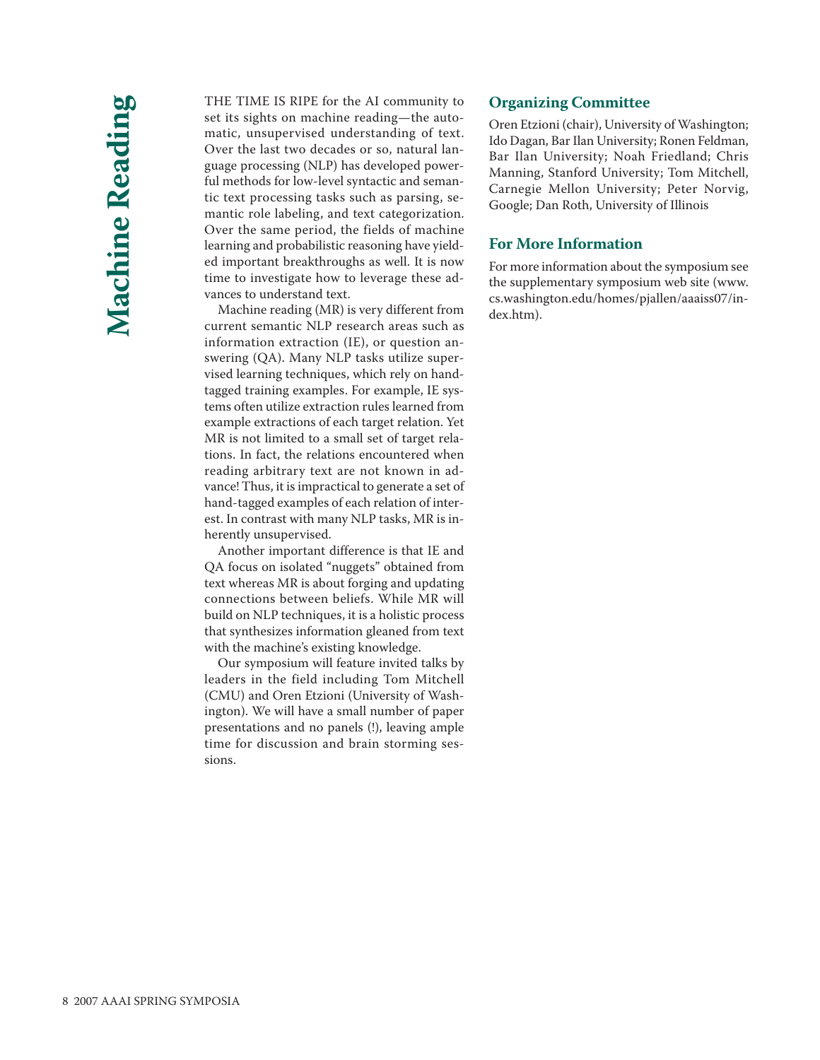# Machine Reading

THE TIME IS RIPE for the AI community to set its sights on machine reading—the automatic, unsupervised understanding of text. Over the last two decades or so, natural language processing (NLP) has developed powerful methods for low-level syntactic and semantic text processing tasks such as parsing, semantic role labeling, and text categorization. Over the same period, the fields of machine learning and probabilistic reasoning have yielded important breakthroughs as well. It is now time to investigate how to leverage these advances to understand text.

Machine reading (MR) is very different from current semantic NLP research areas such as information extraction (IE), or question answering (QA). Many NLP tasks utilize supervised learning techniques, which rely on hand-tagged training examples. For example, IE systems often utilize extraction rules learned from example extractions of each target relation. Yet MR is not limited to a small set of target relations. In fact, the relations encountered when reading arbitrary text are not known in advance! Thus, it is impractical to generate a set of hand-tagged examples of each relation of interest. In contrast with many NLP tasks, MR is inherently unsupervised.

Another important difference is that IE and QA focus on isolated "nuggets" obtained from text whereas MR is about forging and updating connections between beliefs. While MR will build on NLP techniques, it is a holistic process that synthesizes information gleaned from text with the machine's existing knowledge.

Our symposium will feature invited talks by leaders in the field including Tom Mitchell (CMU) and Oren Etzioni (University of Washington). We will have a small number of paper presentations and no panels (!), leaving ample time for discussion and brain storming sessions.

## Organizing Committee

Oren Etzioni (chair), University of Washington; Ido Dagan, Bar Ilan University; Ronen Feldman, Bar Ilan University; Noah Friedland; Chris Manning, Stanford University; Tom Mitchell, Carnegie Mellon University; Peter Norvig, Google; Dan Roth, University of Illinois

## For More Information

For more information about the symposium see the supplementary symposium web site (www.cs.washington.edu/homes/pjallen/aaaiss07/index.htm).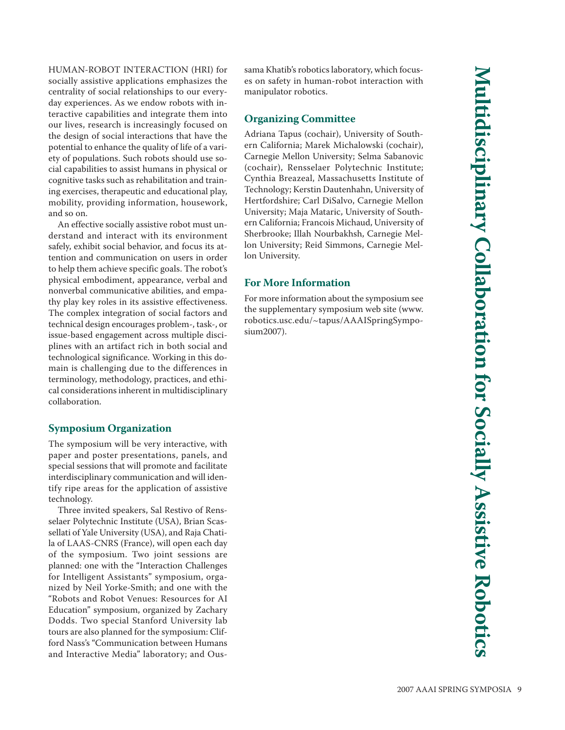# Multidisciplinary Collaboration for Socially Assistive Robotics

HUMAN-ROBOT INTERACTION (HRI) for socially assistive applications emphasizes the centrality of social relationships to our everyday experiences. As we endow robots with interactive capabilities and integrate them into our lives, research is increasingly focused on the design of social interactions that have the potential to enhance the quality of life of a variety of populations. Such robots should use social capabilities to assist humans in physical or cognitive tasks such as rehabilitation and training exercises, therapeutic and educational play, mobility, providing information, housework, and so on.

An effective socially assistive robot must understand and interact with its environment safely, exhibit social behavior, and focus its attention and communication on users in order to help them achieve specific goals. The robot's physical embodiment, appearance, verbal and nonverbal communicative abilities, and empathy play key roles in its assistive effectiveness. The complex integration of social factors and technical design encourages problem-, task-, or issue-based engagement across multiple disciplines with an artifact rich in both social and technological significance. Working in this domain is challenging due to the differences in terminology, methodology, practices, and ethical considerations inherent in multidisciplinary collaboration.

## Symposium Organization

The symposium will be very interactive, with paper and poster presentations, panels, and special sessions that will promote and facilitate interdisciplinary communication and will identify ripe areas for the application of assistive technology.

Three invited speakers, Sal Restivo of Rensselaer Polytechnic Institute (USA), Brian Scassellati of Yale University (USA), and Raja Chatila of LAAS-CNRS (France), will open each day of the symposium. Two joint sessions are planned: one with the "Interaction Challenges for Intelligent Assistants" symposium, organized by Neil Yorke-Smith; and one with the "Robots and Robot Venues: Resources for AI Education" symposium, organized by Zachary Dodds. Two special Stanford University lab tours are also planned for the symposium: Clifford Nass's "Communication between Humans and Interactive Media" laboratory; and Oussama Khatib's robotics laboratory, which focuses on safety in human-robot interaction with manipulator robotics.

## Organizing Committee

Adriana Tapus (cochair), University of Southern California; Marek Michalowski (cochair), Carnegie Mellon University; Selma Sabanovic (cochair), Rensselaer Polytechnic Institute; Cynthia Breazeal, Massachusetts Institute of Technology; Kerstin Dautenhahn, University of Hertfordshire; Carl DiSalvo, Carnegie Mellon University; Maja Mataric, University of Southern California; Francois Michaud, University of Sherbrooke; Illah Nourbakhsh, Carnegie Mellon University; Reid Simmons, Carnegie Mellon University.

## For More Information

For more information about the symposium see the supplementary symposium web site (www.robotics.usc.edu/~tapus/AAAISpringSymposium2007).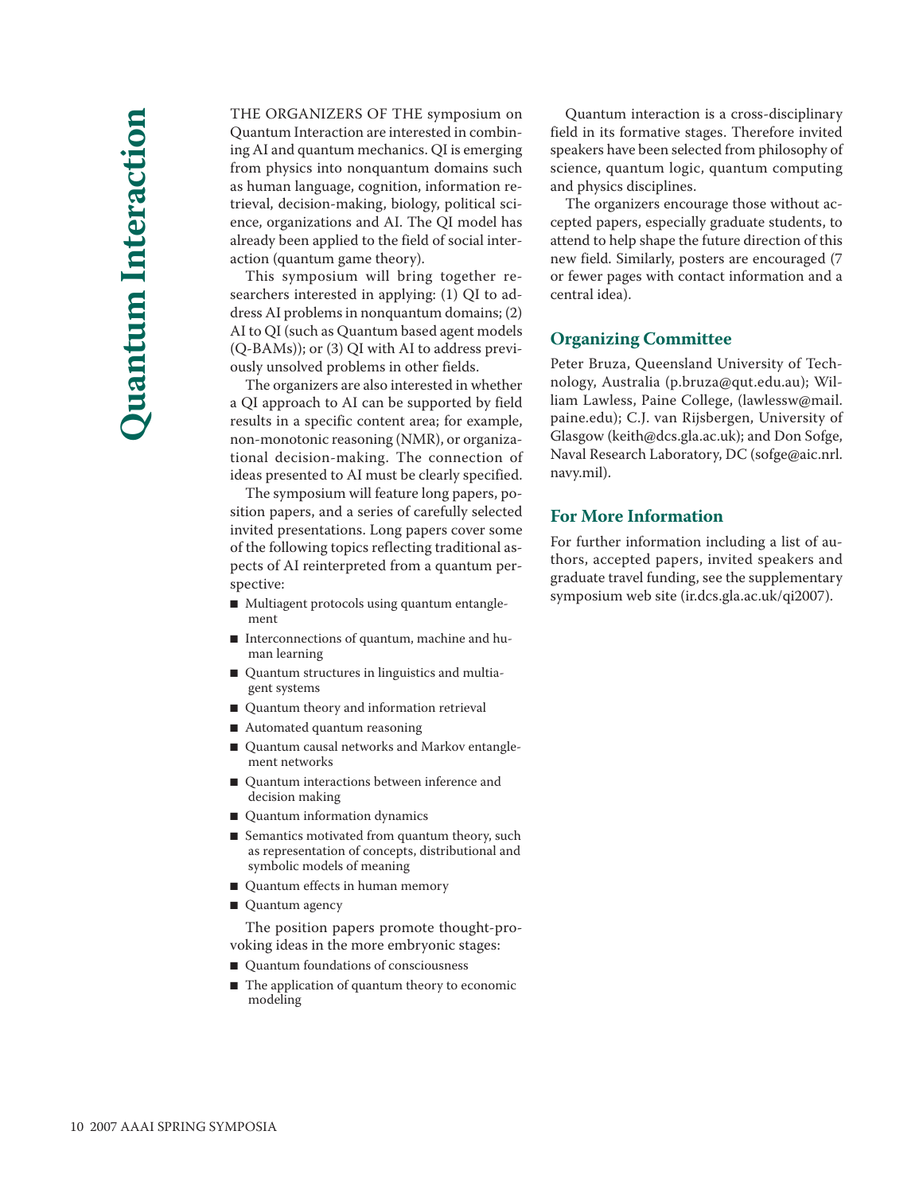# Quantum Interaction

THE ORGANIZERS OF THE symposium on Quantum Interaction are interested in combining AI and quantum mechanics. QI is emerging from physics into nonquantum domains such as human language, cognition, information retrieval, decision-making, biology, political science, organizations and AI. The QI model has already been applied to the field of social interaction (quantum game theory).

This symposium will bring together researchers interested in applying: (1) QI to address AI problems in nonquantum domains; (2) AI to QI (such as Quantum based agent models (Q-BAMs)); or (3) QI with AI to address previously unsolved problems in other fields.

The organizers are also interested in whether a QI approach to AI can be supported by field results in a specific content area; for example, non-monotonic reasoning (NMR), or organizational decision-making. The connection of ideas presented to AI must be clearly specified.

The symposium will feature long papers, position papers, and a series of carefully selected invited presentations. Long papers cover some of the following topics reflecting traditional aspects of AI reinterpreted from a quantum perspective:

- Multiagent protocols using quantum entanglement
- Interconnections of quantum, machine and human learning
- Quantum structures in linguistics and multiagent systems
- Quantum theory and information retrieval
- Automated quantum reasoning
- Quantum causal networks and Markov entanglement networks
- Quantum interactions between inference and decision making
- Quantum information dynamics
- Semantics motivated from quantum theory, such as representation of concepts, distributional and symbolic models of meaning
- Quantum effects in human memory
- Quantum agency

The position papers promote thought-provoking ideas in the more embryonic stages:

- Quantum foundations of consciousness
- The application of quantum theory to economic modeling

Quantum interaction is a cross-disciplinary field in its formative stages. Therefore invited speakers have been selected from philosophy of science, quantum logic, quantum computing and physics disciplines.

The organizers encourage those without accepted papers, especially graduate students, to attend to help shape the future direction of this new field. Similarly, posters are encouraged (7 or fewer pages with contact information and a central idea).

## Organizing Committee

Peter Bruza, Queensland University of Technology, Australia (p.bruza@qut.edu.au); William Lawless, Paine College, (lawlessw@mail.paine.edu); C.J. van Rijsbergen, University of Glasgow (keith@dcs.gla.ac.uk); and Don Sofge, Naval Research Laboratory, DC (sofge@aic.nrl.navy.mil).

## For More Information

For further information including a list of authors, accepted papers, invited speakers and graduate travel funding, see the supplementary symposium web site (ir.dcs.gla.ac.uk/qi2007).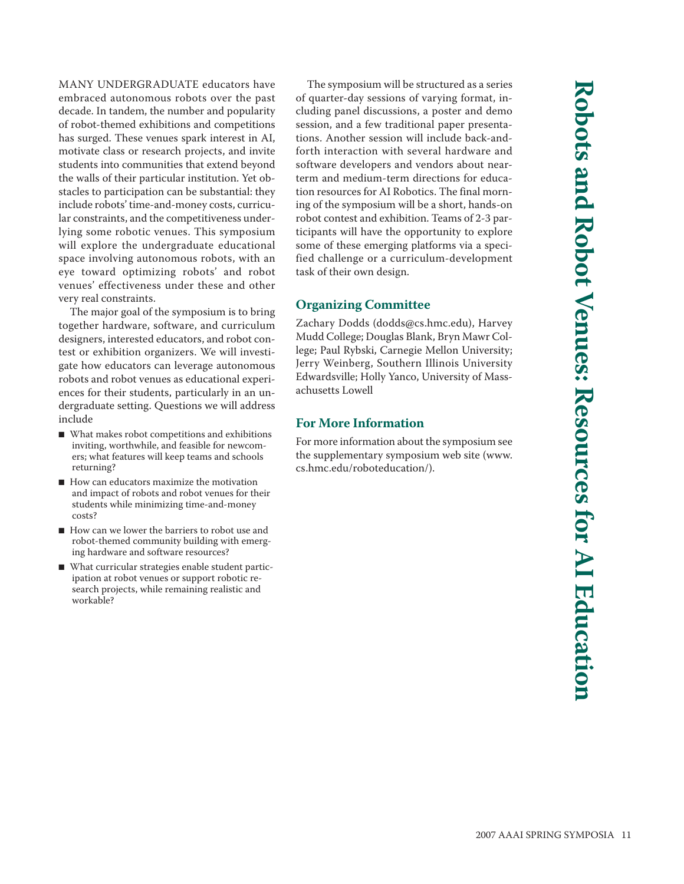# Robots and Robot Venues: Resources for AI Education

MANY UNDERGRADUATE educators have embraced autonomous robots over the past decade. In tandem, the number and popularity of robot-themed exhibitions and competitions has surged. These venues spark interest in AI, motivate class or research projects, and invite students into communities that extend beyond the walls of their particular institution. Yet obstacles to participation can be substantial: they include robots' time-and-money costs, curricular constraints, and the competitiveness underlying some robotic venues. This symposium will explore the undergraduate educational space involving autonomous robots, with an eye toward optimizing robots' and robot venues' effectiveness under these and other very real constraints.

The major goal of the symposium is to bring together hardware, software, and curriculum designers, interested educators, and robot contest or exhibition organizers. We will investigate how educators can leverage autonomous robots and robot venues as educational experiences for their students, particularly in an undergraduate setting. Questions we will address include

- What makes robot competitions and exhibitions inviting, worthwhile, and feasible for newcomers; what features will keep teams and schools returning?
- How can educators maximize the motivation and impact of robots and robot venues for their students while minimizing time-and-money costs?
- How can we lower the barriers to robot use and robot-themed community building with emerging hardware and software resources?
- What curricular strategies enable student participation at robot venues or support robotic research projects, while remaining realistic and workable?

The symposium will be structured as a series of quarter-day sessions of varying format, including panel discussions, a poster and demo session, and a few traditional paper presentations. Another session will include back-and-forth interaction with several hardware and software developers and vendors about near-term and medium-term directions for education resources for AI Robotics. The final morning of the symposium will be a short, hands-on robot contest and exhibition. Teams of 2-3 participants will have the opportunity to explore some of these emerging platforms via a specified challenge or a curriculum-development task of their own design.

## Organizing Committee

Zachary Dodds (dodds@cs.hmc.edu), Harvey Mudd College; Douglas Blank, Bryn Mawr College; Paul Rybski, Carnegie Mellon University; Jerry Weinberg, Southern Illinois University Edwardsville; Holly Yanco, University of Massachusetts Lowell

## For More Information

For more information about the symposium see the supplementary symposium web site (www.cs.hmc.edu/roboteducation/).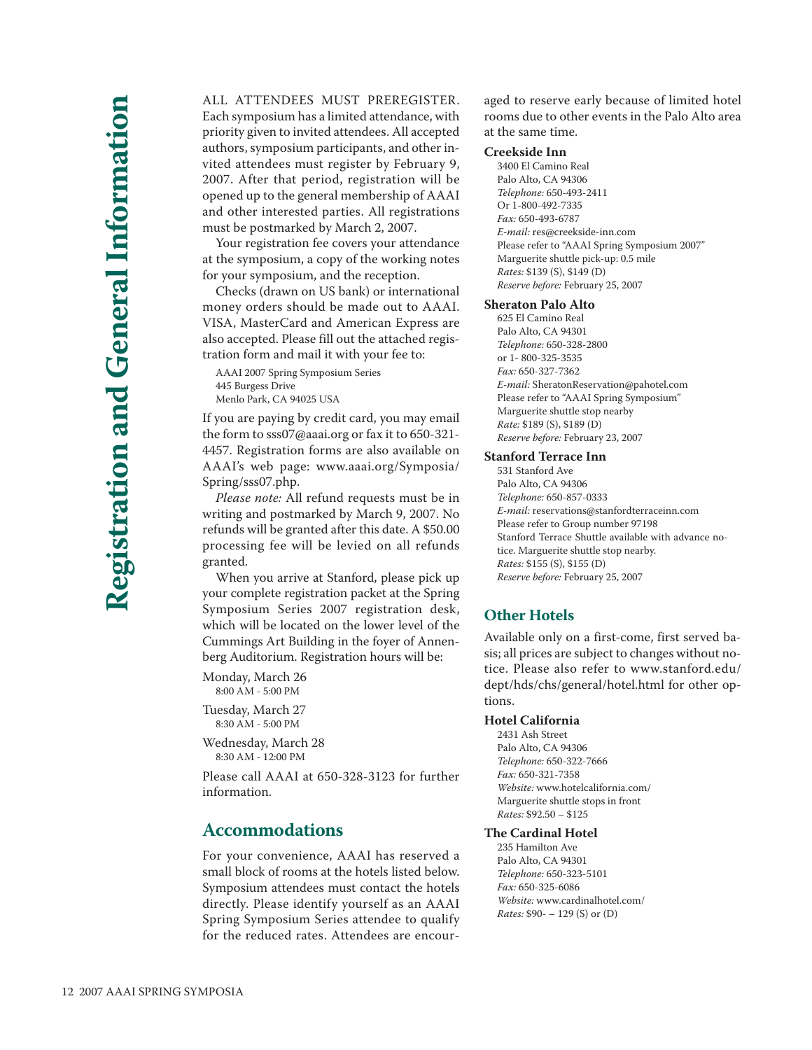# Registration and General Information

ALL ATTENDEES MUST PREREGISTER. Each symposium has a limited attendance, with priority given to invited attendees. All accepted authors, symposium participants, and other invited attendees must register by February 9, 2007. After that period, registration will be opened up to the general membership of AAAI and other interested parties. All registrations must be postmarked by March 2, 2007.

Your registration fee covers your attendance at the symposium, a copy of the working notes for your symposium, and the reception.

Checks (drawn on US bank) or international money orders should be made out to AAAI. VISA, MasterCard and American Express are also accepted. Please fill out the attached registration form and mail it with your fee to:

AAAI 2007 Spring Symposium Series
445 Burgess Drive
Menlo Park, CA 94025 USA

If you are paying by credit card, you may email the form to sss07@aaai.org or fax it to 650-321-4457. Registration forms are also available on AAAI's web page: www.aaai.org/Symposia/Spring/sss07.php.

*Please note:* All refund requests must be in writing and postmarked by March 9, 2007. No refunds will be granted after this date. A $50.00 processing fee will be levied on all refunds granted.

When you arrive at Stanford, please pick up your complete registration packet at the Spring Symposium Series 2007 registration desk, which will be located on the lower level of the Cummings Art Building in the foyer of Annenberg Auditorium. Registration hours will be:

Monday, March 26
8:00 AM - 5:00 PM

Tuesday, March 27
8:30 AM - 5:00 PM

Wednesday, March 28
8:30 AM - 12:00 PM

Please call AAAI at 650-328-3123 for further information.

## Accommodations

For your convenience, AAAI has reserved a small block of rooms at the hotels listed below. Symposium attendees must contact the hotels directly. Please identify yourself as an AAAI Spring Symposium Series attendee to qualify for the reduced rates. Attendees are encouraged to reserve early because of limited hotel rooms due to other events in the Palo Alto area at the same time.

**Creekside Inn**
3400 El Camino Real
Palo Alto, CA 94306
*Telephone:* 650-493-2411
Or 1-800-492-7335
*Fax:* 650-493-6787
*E-mail:* res@creekside-inn.com
Please refer to "AAAI Spring Symposium 2007"
Marguerite shuttle pick-up: 0.5 mile
*Rates:* $139 (S), $149 (D)
*Reserve before:* February 25, 2007

**Sheraton Palo Alto**
625 El Camino Real
Palo Alto, CA 94301
*Telephone:* 650-328-2800
or 1- 800-325-3535
*Fax:* 650-327-7362
*E-mail:* SheratonReservation@pahotel.com
Please refer to "AAAI Spring Symposium"
Marguerite shuttle stop nearby
*Rate:* $189 (S), $189 (D)
*Reserve before:* February 23, 2007

**Stanford Terrace Inn**
531 Stanford Ave
Palo Alto, CA 94306
*Telephone:* 650-857-0333
*E-mail:* reservations@stanfordterraceinn.com
Please refer to Group number 97198
Stanford Terrace Shuttle available with advance notice. Marguerite shuttle stop nearby.
*Rates:* $155 (S), $155 (D)
*Reserve before:* February 25, 2007

## Other Hotels

Available only on a first-come, first served basis; all prices are subject to changes without notice. Please also refer to www.stanford.edu/dept/hds/chs/general/hotel.html for other options.

**Hotel California**
2431 Ash Street
Palo Alto, CA 94306
*Telephone:* 650-322-7666
*Fax:* 650-321-7358
*Website:* www.hotelcalifornia.com/
Marguerite shuttle stops in front
*Rates:* $92.50 – $125

**The Cardinal Hotel**
235 Hamilton Ave
Palo Alto, CA 94301
*Telephone:* 650-323-5101
*Fax:* 650-325-6086
*Website:* www.cardinalhotel.com/
*Rates:* $90- – 129 (S) or (D)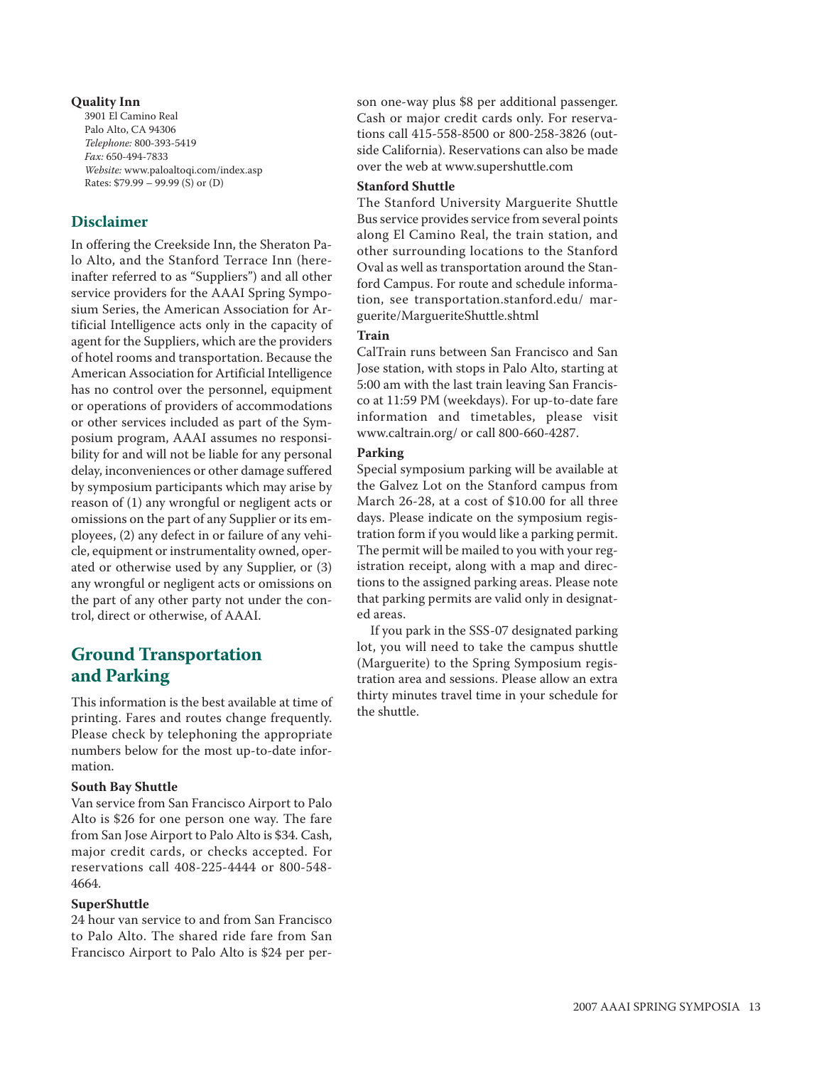**Quality Inn**

3901 El Camino Real
Palo Alto, CA 94306
*Telephone:* 800-393-5419
*Fax:* 650-494-7833
*Website:* www.paloaltoqi.com/index.asp
Rates: $79.99 – 99.99 (S) or (D)

## Disclaimer

In offering the Creekside Inn, the Sheraton Palo Alto, and the Stanford Terrace Inn (hereinafter referred to as "Suppliers") and all other service providers for the AAAI Spring Symposium Series, the American Association for Artificial Intelligence acts only in the capacity of agent for the Suppliers, which are the providers of hotel rooms and transportation. Because the American Association for Artificial Intelligence has no control over the personnel, equipment or operations of providers of accommodations or other services included as part of the Symposium program, AAAI assumes no responsibility for and will not be liable for any personal delay, inconveniences or other damage suffered by symposium participants which may arise by reason of (1) any wrongful or negligent acts or omissions on the part of any Supplier or its employees, (2) any defect in or failure of any vehicle, equipment or instrumentality owned, operated or otherwise used by any Supplier, or (3) any wrongful or negligent acts or omissions on the part of any other party not under the control, direct or otherwise, of AAAI.

## Ground Transportation and Parking

This information is the best available at time of printing. Fares and routes change frequently. Please check by telephoning the appropriate numbers below for the most up-to-date information.

**South Bay Shuttle**

Van service from San Francisco Airport to Palo Alto is $26 for one person one way. The fare from San Jose Airport to Palo Alto is $34. Cash, major credit cards, or checks accepted. For reservations call 408-225-4444 or 800-548-4664.

**SuperShuttle**

24 hour van service to and from San Francisco to Palo Alto. The shared ride fare from San Francisco Airport to Palo Alto is $24 per person one-way plus $8 per additional passenger. Cash or major credit cards only. For reservations call 415-558-8500 or 800-258-3826 (outside California). Reservations can also be made over the web at www.supershuttle.com

**Stanford Shuttle**

The Stanford University Marguerite Shuttle Bus service provides service from several points along El Camino Real, the train station, and other surrounding locations to the Stanford Oval as well as transportation around the Stanford Campus. For route and schedule information, see transportation.stanford.edu/ marguerite/MargueriteShuttle.shtml

**Train**

CalTrain runs between San Francisco and San Jose station, with stops in Palo Alto, starting at 5:00 am with the last train leaving San Francisco at 11:59 PM (weekdays). For up-to-date fare information and timetables, please visit www.caltrain.org/ or call 800-660-4287.

**Parking**

Special symposium parking will be available at the Galvez Lot on the Stanford campus from March 26-28, at a cost of $10.00 for all three days. Please indicate on the symposium registration form if you would like a parking permit. The permit will be mailed to you with your registration receipt, along with a map and directions to the assigned parking areas. Please note that parking permits are valid only in designated areas.

If you park in the SSS-07 designated parking lot, you will need to take the campus shuttle (Marguerite) to the Spring Symposium registration area and sessions. Please allow an extra thirty minutes travel time in your schedule for the shuttle.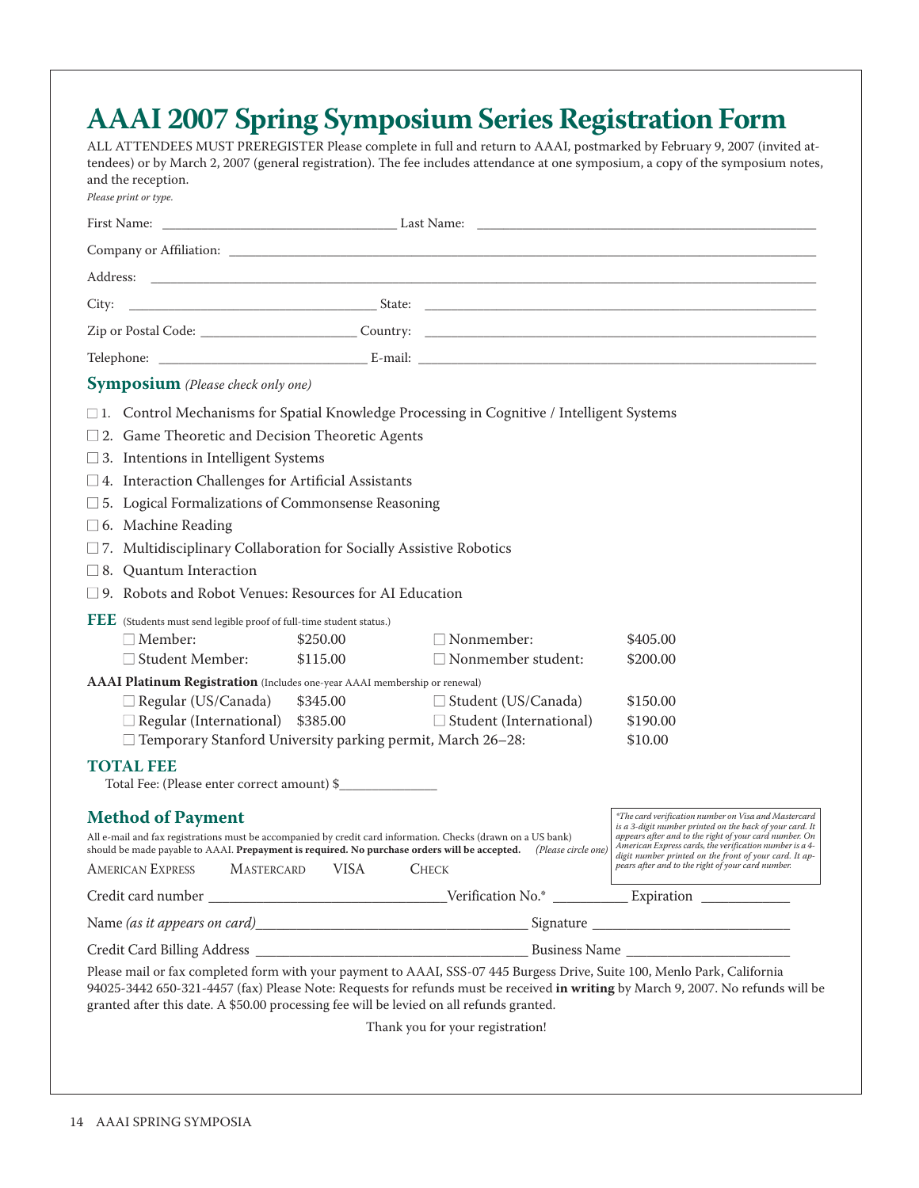# AAAI 2007 Spring Symposium Series Registration Form

ALL ATTENDEES MUST PREREGISTER Please complete in full and return to AAAI, postmarked by February 9, 2007 (invited attendees) or by March 2, 2007 (general registration). The fee includes attendance at one symposium, a copy of the symposium notes, and the reception.

*Please print or type.*

First Name: ______________________ Last Name: ______________________

Company or Affiliation: ______________________

Address: ______________________

City: ______________________ State: ______________________

Zip or Postal Code: ______________ Country: ______________________

Telephone: ______________________ E-mail: ______________________

## Symposium *(Please check only one)*

☐ 1. Control Mechanisms for Spatial Knowledge Processing in Cognitive / Intelligent Systems

☐ 2. Game Theoretic and Decision Theoretic Agents

☐ 3. Intentions in Intelligent Systems

☐ 4. Interaction Challenges for Artificial Assistants

☐ 5. Logical Formalizations of Commonsense Reasoning

☐ 6. Machine Reading

☐ 7. Multidisciplinary Collaboration for Socially Assistive Robotics

☐ 8. Quantum Interaction

☐ 9. Robots and Robot Venues: Resources for AI Education

**FEE** (Students must send legible proof of full-time student status.)

| | | | |
|---|---|---|---|
| ☐ Member: | $250.00 | ☐ Nonmember: | $405.00 |
| ☐ Student Member: | $115.00 | ☐ Nonmember student: | $200.00 |

**AAAI Platinum Registration** (Includes one-year AAAI membership or renewal)

| | | | |
|---|---|---|---|
| ☐ Regular (US/Canada) | $345.00 | ☐ Student (US/Canada) | $150.00 |
| ☐ Regular (International) | $385.00 | ☐ Student (International) | $190.00 |

☐ Temporary Stanford University parking permit, March 26–28: $10.00

## TOTAL FEE

Total Fee: (Please enter correct amount) $______________

## Method of Payment

All e-mail and fax registrations must be accompanied by credit card information. Checks (drawn on a US bank) should be made payable to AAAI. **Prepayment is required. No purchase orders will be accepted.** *(Please circle one)*

AMERICAN EXPRESS MASTERCARD VISA CHECK

*\*The card verification number on Visa and Mastercard is a 3-digit number printed on the back of your card. It appears after and to the right of your card number. On American Express cards, the verification number is a 4-digit number printed on the front of your card. It appears after and to the right of your card number.*

Credit card number ______________________ Verification No.* __________ Expiration __________

Name *(as it appears on card)* ______________________ Signature ______________________

Credit Card Billing Address ______________________ Business Name ______________________

Please mail or fax completed form with your payment to AAAI, SSS-07 445 Burgess Drive, Suite 100, Menlo Park, California 94025-3442 650-321-4457 (fax) Please Note: Requests for refunds must be received **in writing** by March 9, 2007. No refunds will be granted after this date. A $50.00 processing fee will be levied on all refunds granted.

Thank you for your registration!